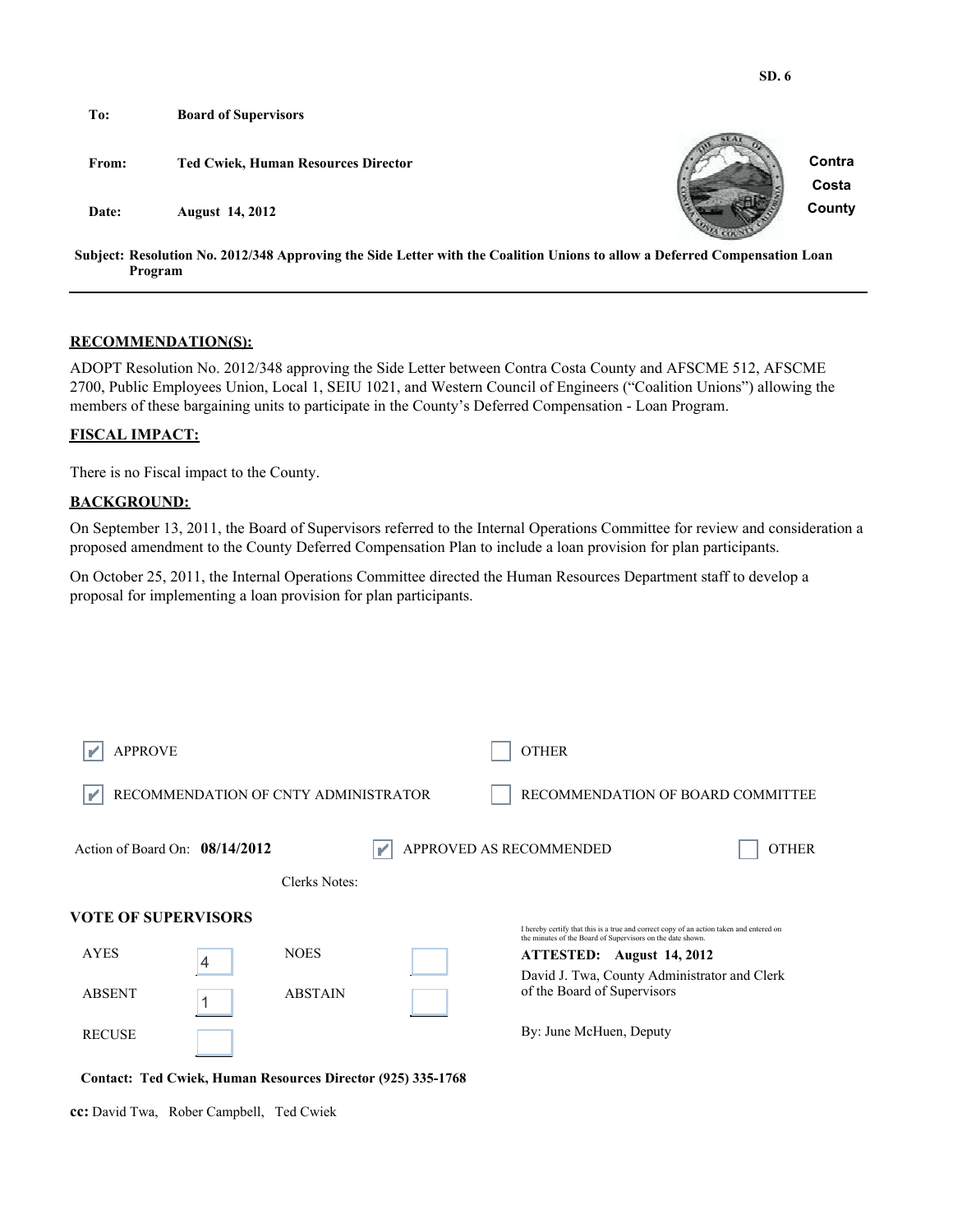SD. 6

**To:** Board of Supervisors

**From:** Ted Cwiek, Human Resources Director

**Date:** August 14, 2012

**Contra Costa County**

**Subject: Resolution No. 2012/348 Approving the Side Letter with the Coalition Unions to allow a Deferred Compensation Loan Program**

---

## RECOMMENDATION(S):

ADOPT Resolution No. 2012/348 approving the Side Letter between Contra Costa County and AFSCME 512, AFSCME 2700, Public Employees Union, Local 1, SEIU 1021, and Western Council of Engineers ("Coalition Unions") allowing the members of these bargaining units to participate in the County's Deferred Compensation - Loan Program.

## FISCAL IMPACT:

There is no Fiscal impact to the County.

## BACKGROUND:

On September 13, 2011, the Board of Supervisors referred to the Internal Operations Committee for review and consideration a proposed amendment to the County Deferred Compensation Plan to include a loan provision for plan participants.

On October 25, 2011, the Internal Operations Committee directed the Human Resources Department staff to develop a proposal for implementing a loan provision for plan participants.

☑ APPROVE ☐ OTHER

☑ RECOMMENDATION OF CNTY ADMINISTRATOR ☐ RECOMMENDATION OF BOARD COMMITTEE

Action of Board On: **08/14/2012** ☑ APPROVED AS RECOMMENDED ☐ OTHER

Clerks Notes:

**VOTE OF SUPERVISORS**

| | | | |
|---|---|---|---|
| AYES | 4 | NOES | |
| ABSENT | 1 | ABSTAIN | |
| RECUSE | | | |

I hereby certify that this is a true and correct copy of an action taken and entered on the minutes of the Board of Supervisors on the date shown.

**ATTESTED: August 14, 2012**

David J. Twa, County Administrator and Clerk of the Board of Supervisors

By: June McHuen, Deputy

**Contact: Ted Cwiek, Human Resources Director (925) 335-1768**

**cc:** David Twa, Rober Campbell, Ted Cwiek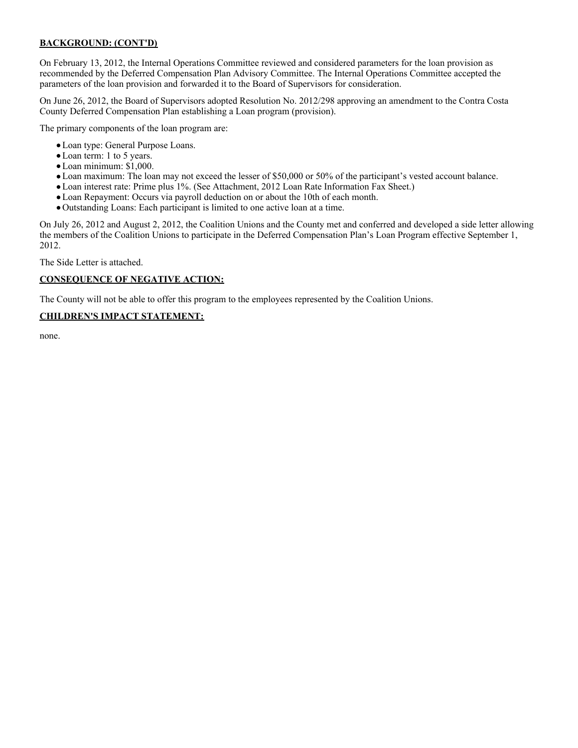**BACKGROUND: (CONT'D)**

On February 13, 2012, the Internal Operations Committee reviewed and considered parameters for the loan provision as recommended by the Deferred Compensation Plan Advisory Committee. The Internal Operations Committee accepted the parameters of the loan provision and forwarded it to the Board of Supervisors for consideration.

On June 26, 2012, the Board of Supervisors adopted Resolution No. 2012/298 approving an amendment to the Contra Costa County Deferred Compensation Plan establishing a Loan program (provision).

The primary components of the loan program are:

- Loan type: General Purpose Loans.
- Loan term: 1 to 5 years.
- Loan minimum: $1,000.
- Loan maximum: The loan may not exceed the lesser of $50,000 or 50% of the participant's vested account balance.
- Loan interest rate: Prime plus 1%. (See Attachment, 2012 Loan Rate Information Fax Sheet.)
- Loan Repayment: Occurs via payroll deduction on or about the 10th of each month.
- Outstanding Loans: Each participant is limited to one active loan at a time.

On July 26, 2012 and August 2, 2012, the Coalition Unions and the County met and conferred and developed a side letter allowing the members of the Coalition Unions to participate in the Deferred Compensation Plan's Loan Program effective September 1, 2012.

The Side Letter is attached.

**CONSEQUENCE OF NEGATIVE ACTION:**

The County will not be able to offer this program to the employees represented by the Coalition Unions.

**CHILDREN'S IMPACT STATEMENT:**

none.